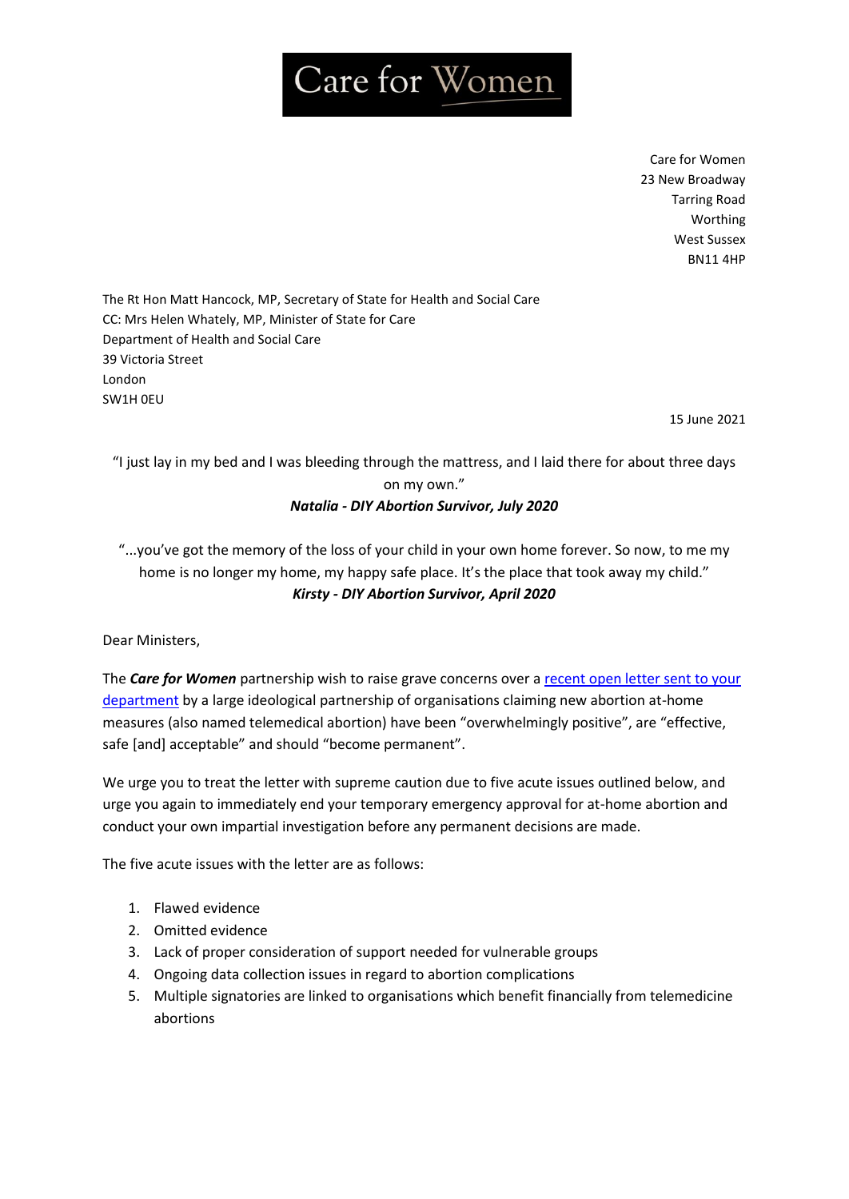# Care for Women

Care for Women
23 New Broadway
Tarring Road
Worthing
West Sussex
BN11 4HP

The Rt Hon Matt Hancock, MP, Secretary of State for Health and Social Care
CC: Mrs Helen Whately, MP, Minister of State for Care
Department of Health and Social Care
39 Victoria Street
London
SW1H 0EU

15 June 2021

"I just lay in my bed and I was bleeding through the mattress, and I laid there for about three days on my own."
***Natalia - DIY Abortion Survivor, July 2020***

"...you've got the memory of the loss of your child in your own home forever. So now, to me my home is no longer my home, my happy safe place. It's the place that took away my child."
***Kirsty - DIY Abortion Survivor, April 2020***

Dear Ministers,

The ***Care for Women*** partnership wish to raise grave concerns over a recent open letter sent to your department by a large ideological partnership of organisations claiming new abortion at-home measures (also named telemedical abortion) have been "overwhelmingly positive", are "effective, safe [and] acceptable" and should "become permanent".

We urge you to treat the letter with supreme caution due to five acute issues outlined below, and urge you again to immediately end your temporary emergency approval for at-home abortion and conduct your own impartial investigation before any permanent decisions are made.

The five acute issues with the letter are as follows:

1. Flawed evidence
2. Omitted evidence
3. Lack of proper consideration of support needed for vulnerable groups
4. Ongoing data collection issues in regard to abortion complications
5. Multiple signatories are linked to organisations which benefit financially from telemedicine abortions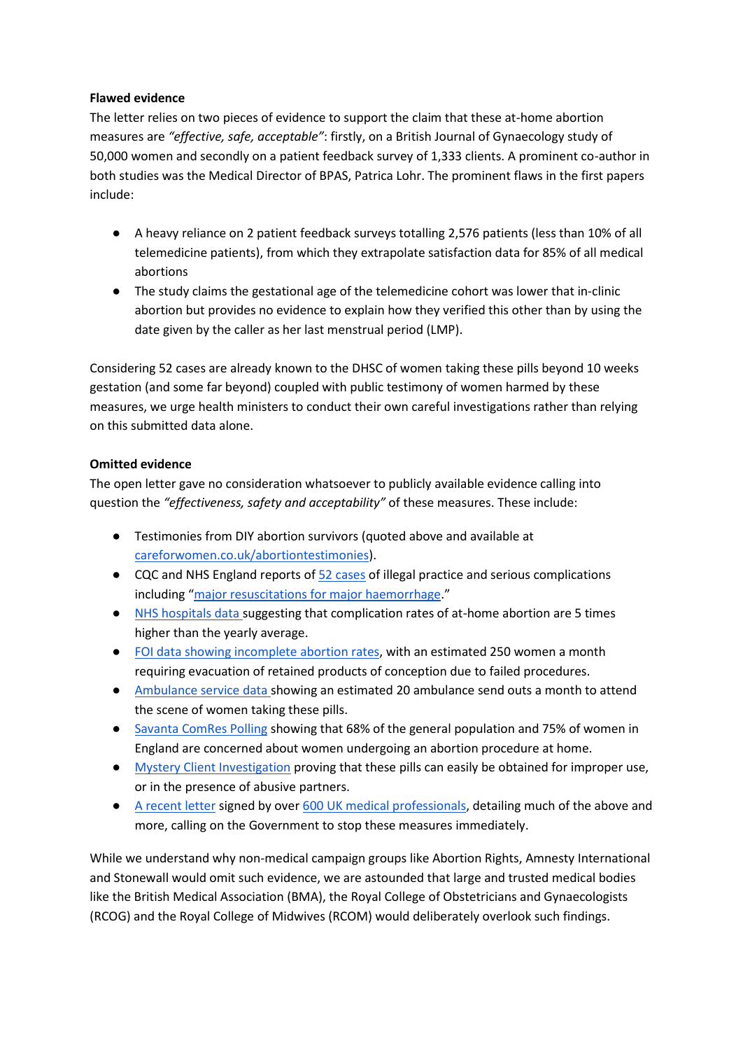**Flawed evidence**

The letter relies on two pieces of evidence to support the claim that these at-home abortion measures are *"effective, safe, acceptable"*: firstly, on a British Journal of Gynaecology study of 50,000 women and secondly on a patient feedback survey of 1,333 clients. A prominent co-author in both studies was the Medical Director of BPAS, Patrica Lohr. The prominent flaws in the first papers include:

- A heavy reliance on 2 patient feedback surveys totalling 2,576 patients (less than 10% of all telemedicine patients), from which they extrapolate satisfaction data for 85% of all medical abortions
- The study claims the gestational age of the telemedicine cohort was lower that in-clinic abortion but provides no evidence to explain how they verified this other than by using the date given by the caller as her last menstrual period (LMP).

Considering 52 cases are already known to the DHSC of women taking these pills beyond 10 weeks gestation (and some far beyond) coupled with public testimony of women harmed by these measures, we urge health ministers to conduct their own careful investigations rather than relying on this submitted data alone.

**Omitted evidence**

The open letter gave no consideration whatsoever to publicly available evidence calling into question the *"effectiveness, safety and acceptability"* of these measures. These include:

- Testimonies from DIY abortion survivors (quoted above and available at careforwomen.co.uk/abortiontestimonies).
- CQC and NHS England reports of 52 cases of illegal practice and serious complications including "major resuscitations for major haemorrhage."
- NHS hospitals data suggesting that complication rates of at-home abortion are 5 times higher than the yearly average.
- FOI data showing incomplete abortion rates, with an estimated 250 women a month requiring evacuation of retained products of conception due to failed procedures.
- Ambulance service data showing an estimated 20 ambulance send outs a month to attend the scene of women taking these pills.
- Savanta ComRes Polling showing that 68% of the general population and 75% of women in England are concerned about women undergoing an abortion procedure at home.
- Mystery Client Investigation proving that these pills can easily be obtained for improper use, or in the presence of abusive partners.
- A recent letter signed by over 600 UK medical professionals, detailing much of the above and more, calling on the Government to stop these measures immediately.

While we understand why non-medical campaign groups like Abortion Rights, Amnesty International and Stonewall would omit such evidence, we are astounded that large and trusted medical bodies like the British Medical Association (BMA), the Royal College of Obstetricians and Gynaecologists (RCOG) and the Royal College of Midwives (RCOM) would deliberately overlook such findings.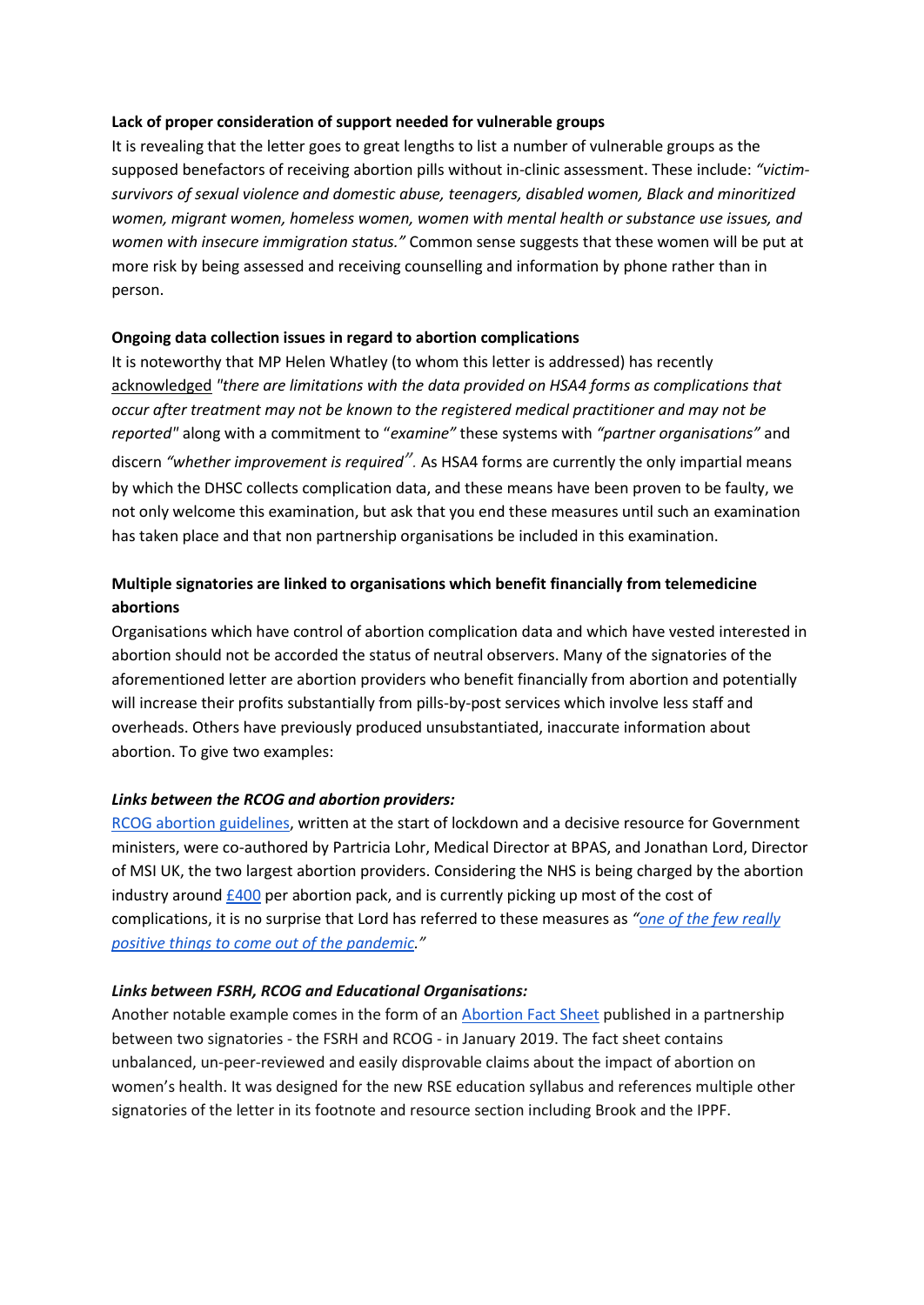**Lack of proper consideration of support needed for vulnerable groups**

It is revealing that the letter goes to great lengths to list a number of vulnerable groups as the supposed benefactors of receiving abortion pills without in-clinic assessment. These include: *"victim-survivors of sexual violence and domestic abuse, teenagers, disabled women, Black and minoritized women, migrant women, homeless women, women with mental health or substance use issues, and women with insecure immigration status."* Common sense suggests that these women will be put at more risk by being assessed and receiving counselling and information by phone rather than in person.

**Ongoing data collection issues in regard to abortion complications**

It is noteworthy that MP Helen Whatley (to whom this letter is addressed) has recently acknowledged *"there are limitations with the data provided on HSA4 forms as complications that occur after treatment may not be known to the registered medical practitioner and may not be reported"* along with a commitment to "*examine"* these systems with *"partner organisations"* and discern *"whether improvement is required"*. As HSA4 forms are currently the only impartial means by which the DHSC collects complication data, and these means have been proven to be faulty, we not only welcome this examination, but ask that you end these measures until such an examination has taken place and that non partnership organisations be included in this examination.

**Multiple signatories are linked to organisations which benefit financially from telemedicine abortions**

Organisations which have control of abortion complication data and which have vested interested in abortion should not be accorded the status of neutral observers. Many of the signatories of the aforementioned letter are abortion providers who benefit financially from abortion and potentially will increase their profits substantially from pills-by-post services which involve less staff and overheads. Others have previously produced unsubstantiated, inaccurate information about abortion. To give two examples:

***Links between the RCOG and abortion providers:***

RCOG abortion guidelines, written at the start of lockdown and a decisive resource for Government ministers, were co-authored by Partricia Lohr, Medical Director at BPAS, and Jonathan Lord, Director of MSI UK, the two largest abortion providers. Considering the NHS is being charged by the abortion industry around £400 per abortion pack, and is currently picking up most of the cost of complications, it is no surprise that Lord has referred to these measures as *"one of the few really positive things to come out of the pandemic."*

***Links between FSRH, RCOG and Educational Organisations:***

Another notable example comes in the form of an Abortion Fact Sheet published in a partnership between two signatories - the FSRH and RCOG - in January 2019. The fact sheet contains unbalanced, un-peer-reviewed and easily disprovable claims about the impact of abortion on women's health. It was designed for the new RSE education syllabus and references multiple other signatories of the letter in its footnote and resource section including Brook and the IPPF.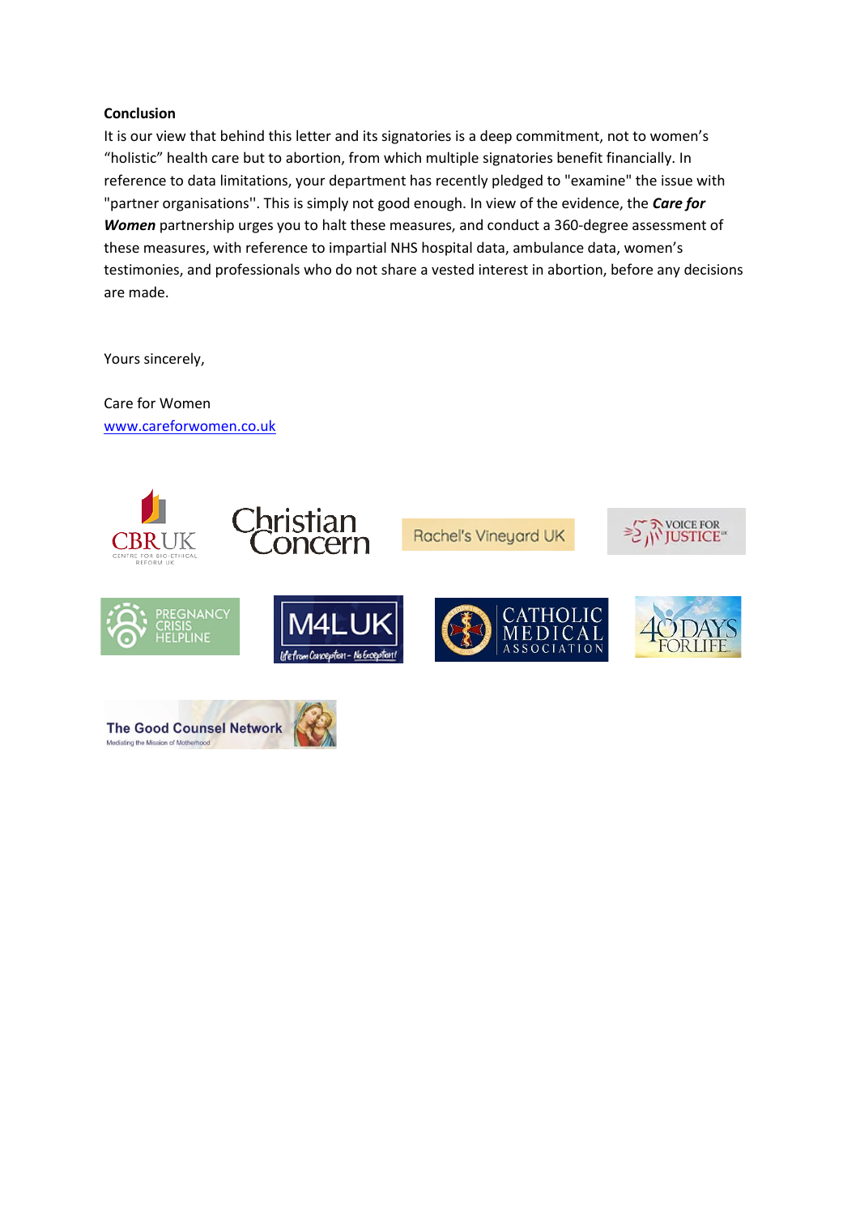**Conclusion**

It is our view that behind this letter and its signatories is a deep commitment, not to women's "holistic" health care but to abortion, from which multiple signatories benefit financially. In reference to data limitations, your department has recently pledged to "examine" the issue with "partner organisations''. This is simply not good enough. In view of the evidence, the ***Care for Women*** partnership urges you to halt these measures, and conduct a 360-degree assessment of these measures, with reference to impartial NHS hospital data, ambulance data, women's testimonies, and professionals who do not share a vested interest in abortion, before any decisions are made.

Yours sincerely,

Care for Women
[www.careforwomen.co.uk](http://www.careforwomen.co.uk)

CBRUK Centre for Bio-Ethical Reform UK

Christian Concern

Rachel's Vineyard UK

Voice for Justice UK

Pregnancy Crisis Helpline

M4LUK life from Conception - No Exception!

Catholic Medical Association

40 Days for Life

The Good Counsel Network Mediating the Mission of Motherhood